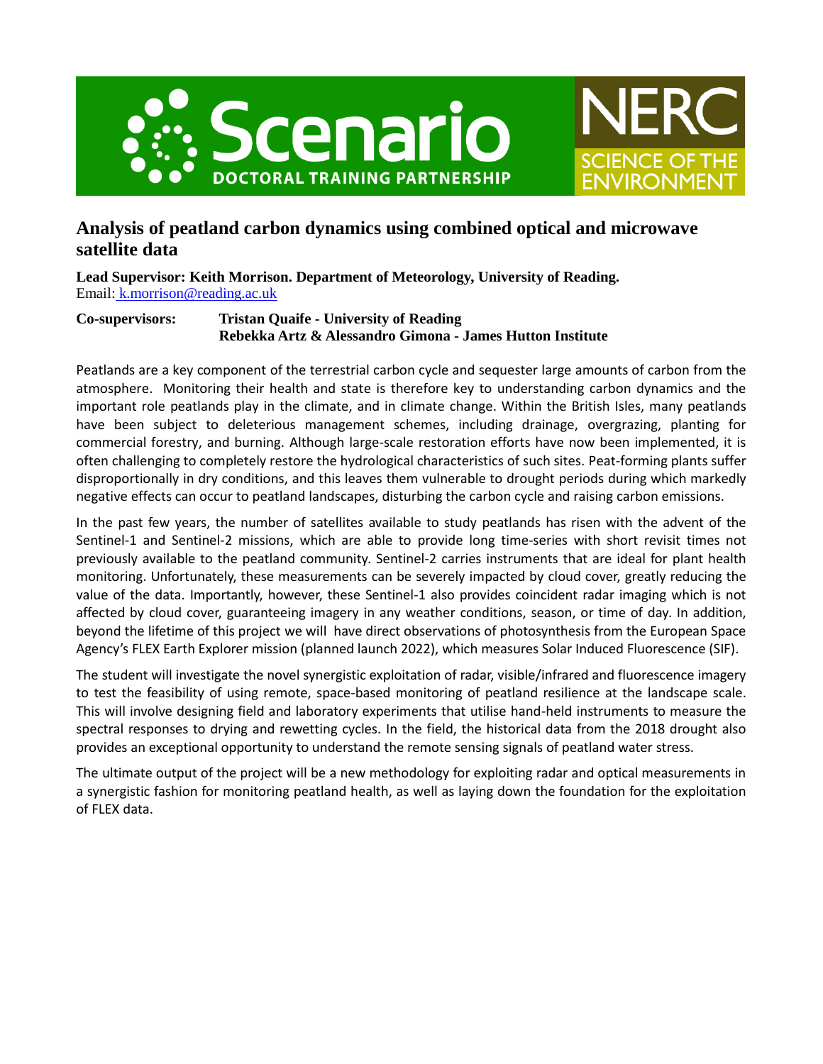Scenario DOCTORAL TRAINING PARTNERSHIP

NERC SCIENCE OF THE ENVIRONMENT

# Analysis of peatland carbon dynamics using combined optical and microwave satellite data

**Lead Supervisor: Keith Morrison. Department of Meteorology, University of Reading.**
Email: k.morrison@reading.ac.uk

**Co-supervisors: Tristan Quaife - University of Reading**
**Rebekka Artz & Alessandro Gimona - James Hutton Institute**

Peatlands are a key component of the terrestrial carbon cycle and sequester large amounts of carbon from the atmosphere. Monitoring their health and state is therefore key to understanding carbon dynamics and the important role peatlands play in the climate, and in climate change. Within the British Isles, many peatlands have been subject to deleterious management schemes, including drainage, overgrazing, planting for commercial forestry, and burning. Although large-scale restoration efforts have now been implemented, it is often challenging to completely restore the hydrological characteristics of such sites. Peat-forming plants suffer disproportionally in dry conditions, and this leaves them vulnerable to drought periods during which markedly negative effects can occur to peatland landscapes, disturbing the carbon cycle and raising carbon emissions.

In the past few years, the number of satellites available to study peatlands has risen with the advent of the Sentinel-1 and Sentinel-2 missions, which are able to provide long time-series with short revisit times not previously available to the peatland community. Sentinel-2 carries instruments that are ideal for plant health monitoring. Unfortunately, these measurements can be severely impacted by cloud cover, greatly reducing the value of the data. Importantly, however, these Sentinel-1 also provides coincident radar imaging which is not affected by cloud cover, guaranteeing imagery in any weather conditions, season, or time of day. In addition, beyond the lifetime of this project we will have direct observations of photosynthesis from the European Space Agency's FLEX Earth Explorer mission (planned launch 2022), which measures Solar Induced Fluorescence (SIF).

The student will investigate the novel synergistic exploitation of radar, visible/infrared and fluorescence imagery to test the feasibility of using remote, space-based monitoring of peatland resilience at the landscape scale. This will involve designing field and laboratory experiments that utilise hand-held instruments to measure the spectral responses to drying and rewetting cycles. In the field, the historical data from the 2018 drought also provides an exceptional opportunity to understand the remote sensing signals of peatland water stress.

The ultimate output of the project will be a new methodology for exploiting radar and optical measurements in a synergistic fashion for monitoring peatland health, as well as laying down the foundation for the exploitation of FLEX data.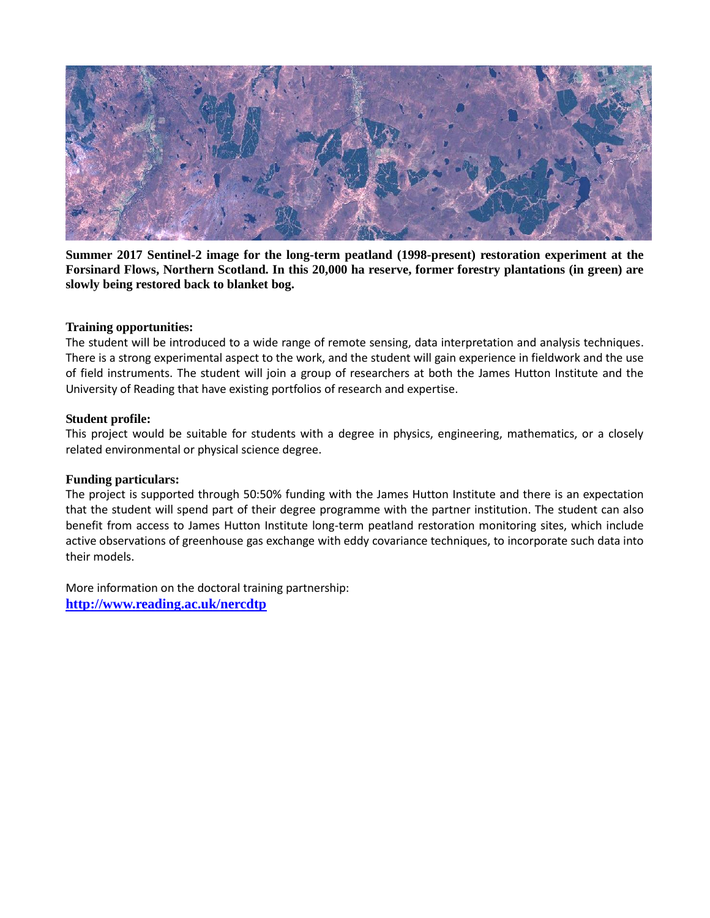**Summer 2017 Sentinel-2 image for the long-term peatland (1998-present) restoration experiment at the Forsinard Flows, Northern Scotland. In this 20,000 ha reserve, former forestry plantations (in green) are slowly being restored back to blanket bog.**

**Training opportunities:**

The student will be introduced to a wide range of remote sensing, data interpretation and analysis techniques. There is a strong experimental aspect to the work, and the student will gain experience in fieldwork and the use of field instruments. The student will join a group of researchers at both the James Hutton Institute and the University of Reading that have existing portfolios of research and expertise.

**Student profile:**

This project would be suitable for students with a degree in physics, engineering, mathematics, or a closely related environmental or physical science degree.

**Funding particulars:**

The project is supported through 50:50% funding with the James Hutton Institute and there is an expectation that the student will spend part of their degree programme with the partner institution. The student can also benefit from access to James Hutton Institute long-term peatland restoration monitoring sites, which include active observations of greenhouse gas exchange with eddy covariance techniques, to incorporate such data into their models.

More information on the doctoral training partnership:
**http://www.reading.ac.uk/nercdtp**